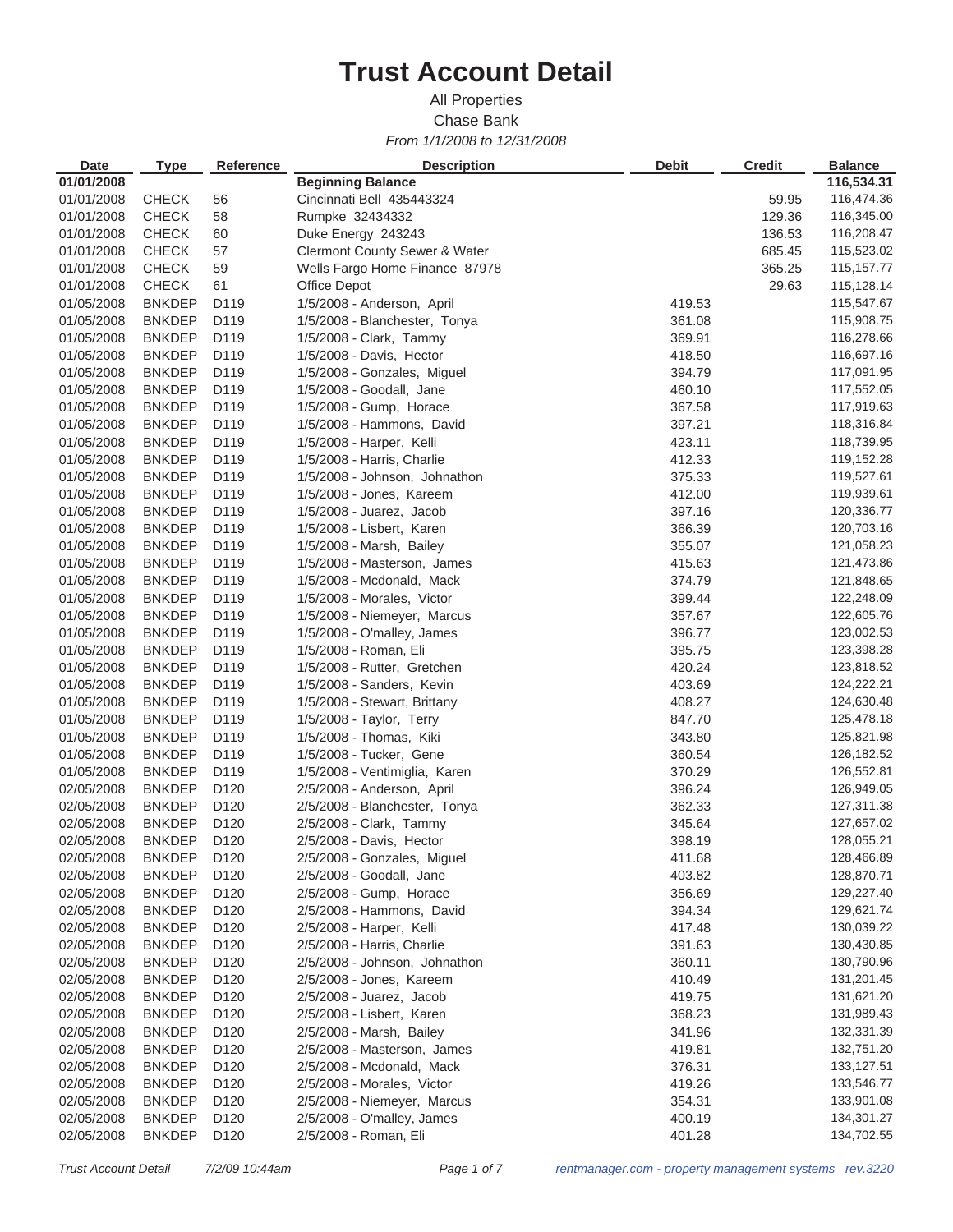# Trust Account Detail

All Properties

Chase Bank

*From 1/1/2008 to 12/31/2008*

| Date | Type | Reference | Description | Debit | Credit | Balance |
|---|---|---|---|---|---|---|
| **01/01/2008** | | | **Beginning Balance** | | | **116,534.31** |
| 01/01/2008 | CHECK | 56 | Cincinnati Bell 435443324 | | 59.95 | 116,474.36 |
| 01/01/2008 | CHECK | 58 | Rumpke 32434332 | | 129.36 | 116,345.00 |
| 01/01/2008 | CHECK | 60 | Duke Energy 243243 | | 136.53 | 116,208.47 |
| 01/01/2008 | CHECK | 57 | Clermont County Sewer & Water | | 685.45 | 115,523.02 |
| 01/01/2008 | CHECK | 59 | Wells Fargo Home Finance 87978 | | 365.25 | 115,157.77 |
| 01/01/2008 | CHECK | 61 | Office Depot | | 29.63 | 115,128.14 |
| 01/05/2008 | BNKDEP | D119 | 1/5/2008 - Anderson, April | 419.53 | | 115,547.67 |
| 01/05/2008 | BNKDEP | D119 | 1/5/2008 - Blanchester, Tonya | 361.08 | | 115,908.75 |
| 01/05/2008 | BNKDEP | D119 | 1/5/2008 - Clark, Tammy | 369.91 | | 116,278.66 |
| 01/05/2008 | BNKDEP | D119 | 1/5/2008 - Davis, Hector | 418.50 | | 116,697.16 |
| 01/05/2008 | BNKDEP | D119 | 1/5/2008 - Gonzales, Miguel | 394.79 | | 117,091.95 |
| 01/05/2008 | BNKDEP | D119 | 1/5/2008 - Goodall, Jane | 460.10 | | 117,552.05 |
| 01/05/2008 | BNKDEP | D119 | 1/5/2008 - Gump, Horace | 367.58 | | 117,919.63 |
| 01/05/2008 | BNKDEP | D119 | 1/5/2008 - Hammons, David | 397.21 | | 118,316.84 |
| 01/05/2008 | BNKDEP | D119 | 1/5/2008 - Harper, Kelli | 423.11 | | 118,739.95 |
| 01/05/2008 | BNKDEP | D119 | 1/5/2008 - Harris, Charlie | 412.33 | | 119,152.28 |
| 01/05/2008 | BNKDEP | D119 | 1/5/2008 - Johnson, Johnathon | 375.33 | | 119,527.61 |
| 01/05/2008 | BNKDEP | D119 | 1/5/2008 - Jones, Kareem | 412.00 | | 119,939.61 |
| 01/05/2008 | BNKDEP | D119 | 1/5/2008 - Juarez, Jacob | 397.16 | | 120,336.77 |
| 01/05/2008 | BNKDEP | D119 | 1/5/2008 - Lisbert, Karen | 366.39 | | 120,703.16 |
| 01/05/2008 | BNKDEP | D119 | 1/5/2008 - Marsh, Bailey | 355.07 | | 121,058.23 |
| 01/05/2008 | BNKDEP | D119 | 1/5/2008 - Masterson, James | 415.63 | | 121,473.86 |
| 01/05/2008 | BNKDEP | D119 | 1/5/2008 - Mcdonald, Mack | 374.79 | | 121,848.65 |
| 01/05/2008 | BNKDEP | D119 | 1/5/2008 - Morales, Victor | 399.44 | | 122,248.09 |
| 01/05/2008 | BNKDEP | D119 | 1/5/2008 - Niemeyer, Marcus | 357.67 | | 122,605.76 |
| 01/05/2008 | BNKDEP | D119 | 1/5/2008 - O'malley, James | 396.77 | | 123,002.53 |
| 01/05/2008 | BNKDEP | D119 | 1/5/2008 - Roman, Eli | 395.75 | | 123,398.28 |
| 01/05/2008 | BNKDEP | D119 | 1/5/2008 - Rutter, Gretchen | 420.24 | | 123,818.52 |
| 01/05/2008 | BNKDEP | D119 | 1/5/2008 - Sanders, Kevin | 403.69 | | 124,222.21 |
| 01/05/2008 | BNKDEP | D119 | 1/5/2008 - Stewart, Brittany | 408.27 | | 124,630.48 |
| 01/05/2008 | BNKDEP | D119 | 1/5/2008 - Taylor, Terry | 847.70 | | 125,478.18 |
| 01/05/2008 | BNKDEP | D119 | 1/5/2008 - Thomas, Kiki | 343.80 | | 125,821.98 |
| 01/05/2008 | BNKDEP | D119 | 1/5/2008 - Tucker, Gene | 360.54 | | 126,182.52 |
| 01/05/2008 | BNKDEP | D119 | 1/5/2008 - Ventimiglia, Karen | 370.29 | | 126,552.81 |
| 02/05/2008 | BNKDEP | D120 | 2/5/2008 - Anderson, April | 396.24 | | 126,949.05 |
| 02/05/2008 | BNKDEP | D120 | 2/5/2008 - Blanchester, Tonya | 362.33 | | 127,311.38 |
| 02/05/2008 | BNKDEP | D120 | 2/5/2008 - Clark, Tammy | 345.64 | | 127,657.02 |
| 02/05/2008 | BNKDEP | D120 | 2/5/2008 - Davis, Hector | 398.19 | | 128,055.21 |
| 02/05/2008 | BNKDEP | D120 | 2/5/2008 - Gonzales, Miguel | 411.68 | | 128,466.89 |
| 02/05/2008 | BNKDEP | D120 | 2/5/2008 - Goodall, Jane | 403.82 | | 128,870.71 |
| 02/05/2008 | BNKDEP | D120 | 2/5/2008 - Gump, Horace | 356.69 | | 129,227.40 |
| 02/05/2008 | BNKDEP | D120 | 2/5/2008 - Hammons, David | 394.34 | | 129,621.74 |
| 02/05/2008 | BNKDEP | D120 | 2/5/2008 - Harper, Kelli | 417.48 | | 130,039.22 |
| 02/05/2008 | BNKDEP | D120 | 2/5/2008 - Harris, Charlie | 391.63 | | 130,430.85 |
| 02/05/2008 | BNKDEP | D120 | 2/5/2008 - Johnson, Johnathon | 360.11 | | 130,790.96 |
| 02/05/2008 | BNKDEP | D120 | 2/5/2008 - Jones, Kareem | 410.49 | | 131,201.45 |
| 02/05/2008 | BNKDEP | D120 | 2/5/2008 - Juarez, Jacob | 419.75 | | 131,621.20 |
| 02/05/2008 | BNKDEP | D120 | 2/5/2008 - Lisbert, Karen | 368.23 | | 131,989.43 |
| 02/05/2008 | BNKDEP | D120 | 2/5/2008 - Marsh, Bailey | 341.96 | | 132,331.39 |
| 02/05/2008 | BNKDEP | D120 | 2/5/2008 - Masterson, James | 419.81 | | 132,751.20 |
| 02/05/2008 | BNKDEP | D120 | 2/5/2008 - Mcdonald, Mack | 376.31 | | 133,127.51 |
| 02/05/2008 | BNKDEP | D120 | 2/5/2008 - Morales, Victor | 419.26 | | 133,546.77 |
| 02/05/2008 | BNKDEP | D120 | 2/5/2008 - Niemeyer, Marcus | 354.31 | | 133,901.08 |
| 02/05/2008 | BNKDEP | D120 | 2/5/2008 - O'malley, James | 400.19 | | 134,301.27 |
| 02/05/2008 | BNKDEP | D120 | 2/5/2008 - Roman, Eli | 401.28 | | 134,702.55 |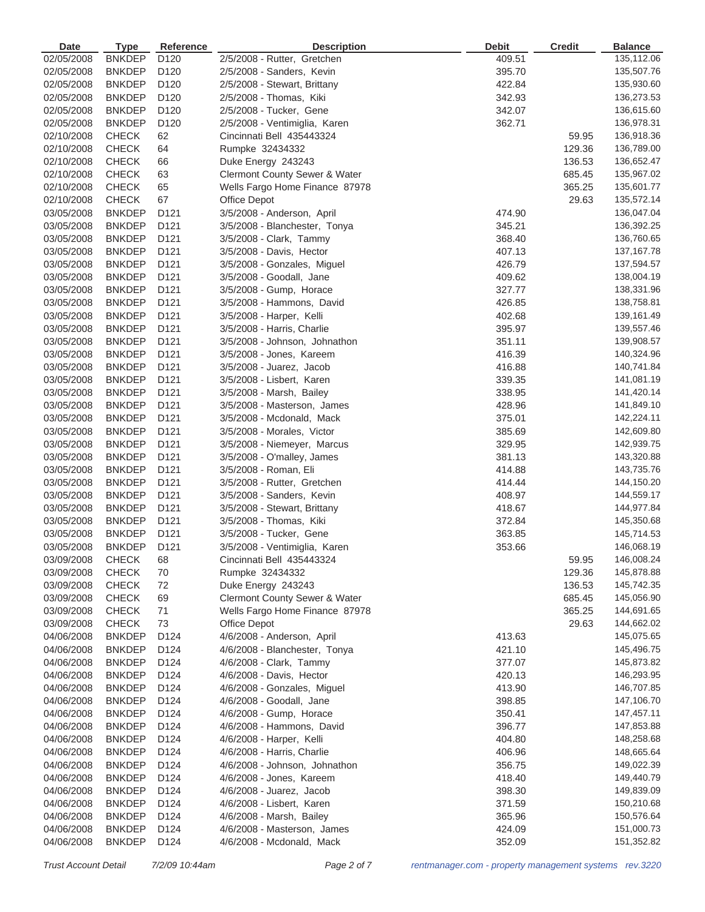| Date | Type | Reference | Description | Debit | Credit | Balance |
|---|---|---|---|---|---|---|
| 02/05/2008 | BNKDEP | D120 | 2/5/2008 - Rutter, Gretchen | 409.51 | | 135,112.06 |
| 02/05/2008 | BNKDEP | D120 | 2/5/2008 - Sanders, Kevin | 395.70 | | 135,507.76 |
| 02/05/2008 | BNKDEP | D120 | 2/5/2008 - Stewart, Brittany | 422.84 | | 135,930.60 |
| 02/05/2008 | BNKDEP | D120 | 2/5/2008 - Thomas, Kiki | 342.93 | | 136,273.53 |
| 02/05/2008 | BNKDEP | D120 | 2/5/2008 - Tucker, Gene | 342.07 | | 136,615.60 |
| 02/05/2008 | BNKDEP | D120 | 2/5/2008 - Ventimiglia, Karen | 362.71 | | 136,978.31 |
| 02/10/2008 | CHECK | 62 | Cincinnati Bell 435443324 | | 59.95 | 136,918.36 |
| 02/10/2008 | CHECK | 64 | Rumpke 32434332 | | 129.36 | 136,789.00 |
| 02/10/2008 | CHECK | 66 | Duke Energy 243243 | | 136.53 | 136,652.47 |
| 02/10/2008 | CHECK | 63 | Clermont County Sewer & Water | | 685.45 | 135,967.02 |
| 02/10/2008 | CHECK | 65 | Wells Fargo Home Finance 87978 | | 365.25 | 135,601.77 |
| 02/10/2008 | CHECK | 67 | Office Depot | | 29.63 | 135,572.14 |
| 03/05/2008 | BNKDEP | D121 | 3/5/2008 - Anderson, April | 474.90 | | 136,047.04 |
| 03/05/2008 | BNKDEP | D121 | 3/5/2008 - Blanchester, Tonya | 345.21 | | 136,392.25 |
| 03/05/2008 | BNKDEP | D121 | 3/5/2008 - Clark, Tammy | 368.40 | | 136,760.65 |
| 03/05/2008 | BNKDEP | D121 | 3/5/2008 - Davis, Hector | 407.13 | | 137,167.78 |
| 03/05/2008 | BNKDEP | D121 | 3/5/2008 - Gonzales, Miguel | 426.79 | | 137,594.57 |
| 03/05/2008 | BNKDEP | D121 | 3/5/2008 - Goodall, Jane | 409.62 | | 138,004.19 |
| 03/05/2008 | BNKDEP | D121 | 3/5/2008 - Gump, Horace | 327.77 | | 138,331.96 |
| 03/05/2008 | BNKDEP | D121 | 3/5/2008 - Hammons, David | 426.85 | | 138,758.81 |
| 03/05/2008 | BNKDEP | D121 | 3/5/2008 - Harper, Kelli | 402.68 | | 139,161.49 |
| 03/05/2008 | BNKDEP | D121 | 3/5/2008 - Harris, Charlie | 395.97 | | 139,557.46 |
| 03/05/2008 | BNKDEP | D121 | 3/5/2008 - Johnson, Johnathon | 351.11 | | 139,908.57 |
| 03/05/2008 | BNKDEP | D121 | 3/5/2008 - Jones, Kareem | 416.39 | | 140,324.96 |
| 03/05/2008 | BNKDEP | D121 | 3/5/2008 - Juarez, Jacob | 416.88 | | 140,741.84 |
| 03/05/2008 | BNKDEP | D121 | 3/5/2008 - Lisbert, Karen | 339.35 | | 141,081.19 |
| 03/05/2008 | BNKDEP | D121 | 3/5/2008 - Marsh, Bailey | 338.95 | | 141,420.14 |
| 03/05/2008 | BNKDEP | D121 | 3/5/2008 - Masterson, James | 428.96 | | 141,849.10 |
| 03/05/2008 | BNKDEP | D121 | 3/5/2008 - Mcdonald, Mack | 375.01 | | 142,224.11 |
| 03/05/2008 | BNKDEP | D121 | 3/5/2008 - Morales, Victor | 385.69 | | 142,609.80 |
| 03/05/2008 | BNKDEP | D121 | 3/5/2008 - Niemeyer, Marcus | 329.95 | | 142,939.75 |
| 03/05/2008 | BNKDEP | D121 | 3/5/2008 - O'malley, James | 381.13 | | 143,320.88 |
| 03/05/2008 | BNKDEP | D121 | 3/5/2008 - Roman, Eli | 414.88 | | 143,735.76 |
| 03/05/2008 | BNKDEP | D121 | 3/5/2008 - Rutter, Gretchen | 414.44 | | 144,150.20 |
| 03/05/2008 | BNKDEP | D121 | 3/5/2008 - Sanders, Kevin | 408.97 | | 144,559.17 |
| 03/05/2008 | BNKDEP | D121 | 3/5/2008 - Stewart, Brittany | 418.67 | | 144,977.84 |
| 03/05/2008 | BNKDEP | D121 | 3/5/2008 - Thomas, Kiki | 372.84 | | 145,350.68 |
| 03/05/2008 | BNKDEP | D121 | 3/5/2008 - Tucker, Gene | 363.85 | | 145,714.53 |
| 03/05/2008 | BNKDEP | D121 | 3/5/2008 - Ventimiglia, Karen | 353.66 | | 146,068.19 |
| 03/09/2008 | CHECK | 68 | Cincinnati Bell 435443324 | | 59.95 | 146,008.24 |
| 03/09/2008 | CHECK | 70 | Rumpke 32434332 | | 129.36 | 145,878.88 |
| 03/09/2008 | CHECK | 72 | Duke Energy 243243 | | 136.53 | 145,742.35 |
| 03/09/2008 | CHECK | 69 | Clermont County Sewer & Water | | 685.45 | 145,056.90 |
| 03/09/2008 | CHECK | 71 | Wells Fargo Home Finance 87978 | | 365.25 | 144,691.65 |
| 03/09/2008 | CHECK | 73 | Office Depot | | 29.63 | 144,662.02 |
| 04/06/2008 | BNKDEP | D124 | 4/6/2008 - Anderson, April | 413.63 | | 145,075.65 |
| 04/06/2008 | BNKDEP | D124 | 4/6/2008 - Blanchester, Tonya | 421.10 | | 145,496.75 |
| 04/06/2008 | BNKDEP | D124 | 4/6/2008 - Clark, Tammy | 377.07 | | 145,873.82 |
| 04/06/2008 | BNKDEP | D124 | 4/6/2008 - Davis, Hector | 420.13 | | 146,293.95 |
| 04/06/2008 | BNKDEP | D124 | 4/6/2008 - Gonzales, Miguel | 413.90 | | 146,707.85 |
| 04/06/2008 | BNKDEP | D124 | 4/6/2008 - Goodall, Jane | 398.85 | | 147,106.70 |
| 04/06/2008 | BNKDEP | D124 | 4/6/2008 - Gump, Horace | 350.41 | | 147,457.11 |
| 04/06/2008 | BNKDEP | D124 | 4/6/2008 - Hammons, David | 396.77 | | 147,853.88 |
| 04/06/2008 | BNKDEP | D124 | 4/6/2008 - Harper, Kelli | 404.80 | | 148,258.68 |
| 04/06/2008 | BNKDEP | D124 | 4/6/2008 - Harris, Charlie | 406.96 | | 148,665.64 |
| 04/06/2008 | BNKDEP | D124 | 4/6/2008 - Johnson, Johnathon | 356.75 | | 149,022.39 |
| 04/06/2008 | BNKDEP | D124 | 4/6/2008 - Jones, Kareem | 418.40 | | 149,440.79 |
| 04/06/2008 | BNKDEP | D124 | 4/6/2008 - Juarez, Jacob | 398.30 | | 149,839.09 |
| 04/06/2008 | BNKDEP | D124 | 4/6/2008 - Lisbert, Karen | 371.59 | | 150,210.68 |
| 04/06/2008 | BNKDEP | D124 | 4/6/2008 - Marsh, Bailey | 365.96 | | 150,576.64 |
| 04/06/2008 | BNKDEP | D124 | 4/6/2008 - Masterson, James | 424.09 | | 151,000.73 |
| 04/06/2008 | BNKDEP | D124 | 4/6/2008 - Mcdonald, Mack | 352.09 | | 151,352.82 |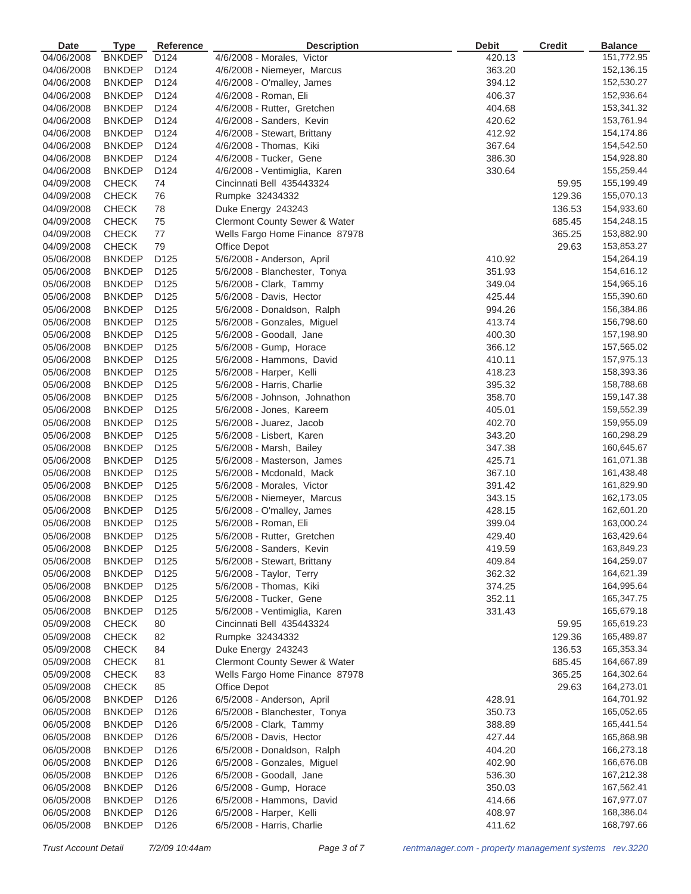| Date | Type | Reference | Description | Debit | Credit | Balance |
|---|---|---|---|---|---|---|
| 04/06/2008 | BNKDEP | D124 | 4/6/2008 - Morales, Victor | 420.13 | | 151,772.95 |
| 04/06/2008 | BNKDEP | D124 | 4/6/2008 - Niemeyer, Marcus | 363.20 | | 152,136.15 |
| 04/06/2008 | BNKDEP | D124 | 4/6/2008 - O'malley, James | 394.12 | | 152,530.27 |
| 04/06/2008 | BNKDEP | D124 | 4/6/2008 - Roman, Eli | 406.37 | | 152,936.64 |
| 04/06/2008 | BNKDEP | D124 | 4/6/2008 - Rutter, Gretchen | 404.68 | | 153,341.32 |
| 04/06/2008 | BNKDEP | D124 | 4/6/2008 - Sanders, Kevin | 420.62 | | 153,761.94 |
| 04/06/2008 | BNKDEP | D124 | 4/6/2008 - Stewart, Brittany | 412.92 | | 154,174.86 |
| 04/06/2008 | BNKDEP | D124 | 4/6/2008 - Thomas, Kiki | 367.64 | | 154,542.50 |
| 04/06/2008 | BNKDEP | D124 | 4/6/2008 - Tucker, Gene | 386.30 | | 154,928.80 |
| 04/06/2008 | BNKDEP | D124 | 4/6/2008 - Ventimiglia, Karen | 330.64 | | 155,259.44 |
| 04/09/2008 | CHECK | 74 | Cincinnati Bell 435443324 | | 59.95 | 155,199.49 |
| 04/09/2008 | CHECK | 76 | Rumpke 32434332 | | 129.36 | 155,070.13 |
| 04/09/2008 | CHECK | 78 | Duke Energy 243243 | | 136.53 | 154,933.60 |
| 04/09/2008 | CHECK | 75 | Clermont County Sewer & Water | | 685.45 | 154,248.15 |
| 04/09/2008 | CHECK | 77 | Wells Fargo Home Finance 87978 | | 365.25 | 153,882.90 |
| 04/09/2008 | CHECK | 79 | Office Depot | | 29.63 | 153,853.27 |
| 05/06/2008 | BNKDEP | D125 | 5/6/2008 - Anderson, April | 410.92 | | 154,264.19 |
| 05/06/2008 | BNKDEP | D125 | 5/6/2008 - Blanchester, Tonya | 351.93 | | 154,616.12 |
| 05/06/2008 | BNKDEP | D125 | 5/6/2008 - Clark, Tammy | 349.04 | | 154,965.16 |
| 05/06/2008 | BNKDEP | D125 | 5/6/2008 - Davis, Hector | 425.44 | | 155,390.60 |
| 05/06/2008 | BNKDEP | D125 | 5/6/2008 - Donaldson, Ralph | 994.26 | | 156,384.86 |
| 05/06/2008 | BNKDEP | D125 | 5/6/2008 - Gonzales, Miguel | 413.74 | | 156,798.60 |
| 05/06/2008 | BNKDEP | D125 | 5/6/2008 - Goodall, Jane | 400.30 | | 157,198.90 |
| 05/06/2008 | BNKDEP | D125 | 5/6/2008 - Gump, Horace | 366.12 | | 157,565.02 |
| 05/06/2008 | BNKDEP | D125 | 5/6/2008 - Hammons, David | 410.11 | | 157,975.13 |
| 05/06/2008 | BNKDEP | D125 | 5/6/2008 - Harper, Kelli | 418.23 | | 158,393.36 |
| 05/06/2008 | BNKDEP | D125 | 5/6/2008 - Harris, Charlie | 395.32 | | 158,788.68 |
| 05/06/2008 | BNKDEP | D125 | 5/6/2008 - Johnson, Johnathon | 358.70 | | 159,147.38 |
| 05/06/2008 | BNKDEP | D125 | 5/6/2008 - Jones, Kareem | 405.01 | | 159,552.39 |
| 05/06/2008 | BNKDEP | D125 | 5/6/2008 - Juarez, Jacob | 402.70 | | 159,955.09 |
| 05/06/2008 | BNKDEP | D125 | 5/6/2008 - Lisbert, Karen | 343.20 | | 160,298.29 |
| 05/06/2008 | BNKDEP | D125 | 5/6/2008 - Marsh, Bailey | 347.38 | | 160,645.67 |
| 05/06/2008 | BNKDEP | D125 | 5/6/2008 - Masterson, James | 425.71 | | 161,071.38 |
| 05/06/2008 | BNKDEP | D125 | 5/6/2008 - Mcdonald, Mack | 367.10 | | 161,438.48 |
| 05/06/2008 | BNKDEP | D125 | 5/6/2008 - Morales, Victor | 391.42 | | 161,829.90 |
| 05/06/2008 | BNKDEP | D125 | 5/6/2008 - Niemeyer, Marcus | 343.15 | | 162,173.05 |
| 05/06/2008 | BNKDEP | D125 | 5/6/2008 - O'malley, James | 428.15 | | 162,601.20 |
| 05/06/2008 | BNKDEP | D125 | 5/6/2008 - Roman, Eli | 399.04 | | 163,000.24 |
| 05/06/2008 | BNKDEP | D125 | 5/6/2008 - Rutter, Gretchen | 429.40 | | 163,429.64 |
| 05/06/2008 | BNKDEP | D125 | 5/6/2008 - Sanders, Kevin | 419.59 | | 163,849.23 |
| 05/06/2008 | BNKDEP | D125 | 5/6/2008 - Stewart, Brittany | 409.84 | | 164,259.07 |
| 05/06/2008 | BNKDEP | D125 | 5/6/2008 - Taylor, Terry | 362.32 | | 164,621.39 |
| 05/06/2008 | BNKDEP | D125 | 5/6/2008 - Thomas, Kiki | 374.25 | | 164,995.64 |
| 05/06/2008 | BNKDEP | D125 | 5/6/2008 - Tucker, Gene | 352.11 | | 165,347.75 |
| 05/06/2008 | BNKDEP | D125 | 5/6/2008 - Ventimiglia, Karen | 331.43 | | 165,679.18 |
| 05/09/2008 | CHECK | 80 | Cincinnati Bell 435443324 | | 59.95 | 165,619.23 |
| 05/09/2008 | CHECK | 82 | Rumpke 32434332 | | 129.36 | 165,489.87 |
| 05/09/2008 | CHECK | 84 | Duke Energy 243243 | | 136.53 | 165,353.34 |
| 05/09/2008 | CHECK | 81 | Clermont County Sewer & Water | | 685.45 | 164,667.89 |
| 05/09/2008 | CHECK | 83 | Wells Fargo Home Finance 87978 | | 365.25 | 164,302.64 |
| 05/09/2008 | CHECK | 85 | Office Depot | | 29.63 | 164,273.01 |
| 06/05/2008 | BNKDEP | D126 | 6/5/2008 - Anderson, April | 428.91 | | 164,701.92 |
| 06/05/2008 | BNKDEP | D126 | 6/5/2008 - Blanchester, Tonya | 350.73 | | 165,052.65 |
| 06/05/2008 | BNKDEP | D126 | 6/5/2008 - Clark, Tammy | 388.89 | | 165,441.54 |
| 06/05/2008 | BNKDEP | D126 | 6/5/2008 - Davis, Hector | 427.44 | | 165,868.98 |
| 06/05/2008 | BNKDEP | D126 | 6/5/2008 - Donaldson, Ralph | 404.20 | | 166,273.18 |
| 06/05/2008 | BNKDEP | D126 | 6/5/2008 - Gonzales, Miguel | 402.90 | | 166,676.08 |
| 06/05/2008 | BNKDEP | D126 | 6/5/2008 - Goodall, Jane | 536.30 | | 167,212.38 |
| 06/05/2008 | BNKDEP | D126 | 6/5/2008 - Gump, Horace | 350.03 | | 167,562.41 |
| 06/05/2008 | BNKDEP | D126 | 6/5/2008 - Hammons, David | 414.66 | | 167,977.07 |
| 06/05/2008 | BNKDEP | D126 | 6/5/2008 - Harper, Kelli | 408.97 | | 168,386.04 |
| 06/05/2008 | BNKDEP | D126 | 6/5/2008 - Harris, Charlie | 411.62 | | 168,797.66 |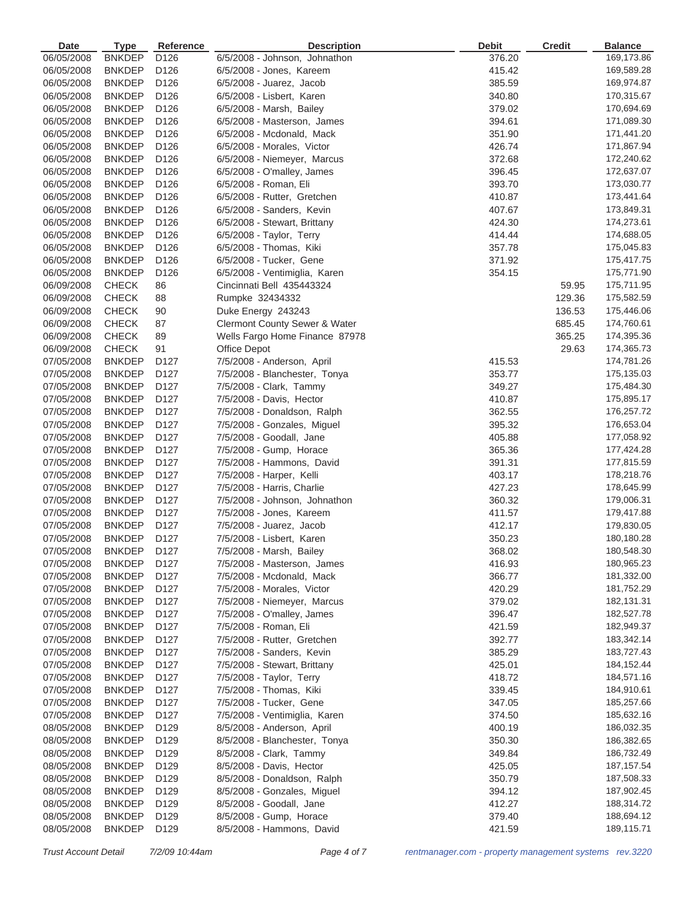| Date | Type | Reference | Description | Debit | Credit | Balance |
|---|---|---|---|---|---|---|
| 06/05/2008 | BNKDEP | D126 | 6/5/2008 - Johnson, Johnathon | 376.20 | | 169,173.86 |
| 06/05/2008 | BNKDEP | D126 | 6/5/2008 - Jones, Kareem | 415.42 | | 169,589.28 |
| 06/05/2008 | BNKDEP | D126 | 6/5/2008 - Juarez, Jacob | 385.59 | | 169,974.87 |
| 06/05/2008 | BNKDEP | D126 | 6/5/2008 - Lisbert, Karen | 340.80 | | 170,315.67 |
| 06/05/2008 | BNKDEP | D126 | 6/5/2008 - Marsh, Bailey | 379.02 | | 170,694.69 |
| 06/05/2008 | BNKDEP | D126 | 6/5/2008 - Masterson, James | 394.61 | | 171,089.30 |
| 06/05/2008 | BNKDEP | D126 | 6/5/2008 - Mcdonald, Mack | 351.90 | | 171,441.20 |
| 06/05/2008 | BNKDEP | D126 | 6/5/2008 - Morales, Victor | 426.74 | | 171,867.94 |
| 06/05/2008 | BNKDEP | D126 | 6/5/2008 - Niemeyer, Marcus | 372.68 | | 172,240.62 |
| 06/05/2008 | BNKDEP | D126 | 6/5/2008 - O'malley, James | 396.45 | | 172,637.07 |
| 06/05/2008 | BNKDEP | D126 | 6/5/2008 - Roman, Eli | 393.70 | | 173,030.77 |
| 06/05/2008 | BNKDEP | D126 | 6/5/2008 - Rutter, Gretchen | 410.87 | | 173,441.64 |
| 06/05/2008 | BNKDEP | D126 | 6/5/2008 - Sanders, Kevin | 407.67 | | 173,849.31 |
| 06/05/2008 | BNKDEP | D126 | 6/5/2008 - Stewart, Brittany | 424.30 | | 174,273.61 |
| 06/05/2008 | BNKDEP | D126 | 6/5/2008 - Taylor, Terry | 414.44 | | 174,688.05 |
| 06/05/2008 | BNKDEP | D126 | 6/5/2008 - Thomas, Kiki | 357.78 | | 175,045.83 |
| 06/05/2008 | BNKDEP | D126 | 6/5/2008 - Tucker, Gene | 371.92 | | 175,417.75 |
| 06/05/2008 | BNKDEP | D126 | 6/5/2008 - Ventimiglia, Karen | 354.15 | | 175,771.90 |
| 06/09/2008 | CHECK | 86 | Cincinnati Bell 435443324 | | 59.95 | 175,711.95 |
| 06/09/2008 | CHECK | 88 | Rumpke 32434332 | | 129.36 | 175,582.59 |
| 06/09/2008 | CHECK | 90 | Duke Energy 243243 | | 136.53 | 175,446.06 |
| 06/09/2008 | CHECK | 87 | Clermont County Sewer & Water | | 685.45 | 174,760.61 |
| 06/09/2008 | CHECK | 89 | Wells Fargo Home Finance 87978 | | 365.25 | 174,395.36 |
| 06/09/2008 | CHECK | 91 | Office Depot | | 29.63 | 174,365.73 |
| 07/05/2008 | BNKDEP | D127 | 7/5/2008 - Anderson, April | 415.53 | | 174,781.26 |
| 07/05/2008 | BNKDEP | D127 | 7/5/2008 - Blanchester, Tonya | 353.77 | | 175,135.03 |
| 07/05/2008 | BNKDEP | D127 | 7/5/2008 - Clark, Tammy | 349.27 | | 175,484.30 |
| 07/05/2008 | BNKDEP | D127 | 7/5/2008 - Davis, Hector | 410.87 | | 175,895.17 |
| 07/05/2008 | BNKDEP | D127 | 7/5/2008 - Donaldson, Ralph | 362.55 | | 176,257.72 |
| 07/05/2008 | BNKDEP | D127 | 7/5/2008 - Gonzales, Miguel | 395.32 | | 176,653.04 |
| 07/05/2008 | BNKDEP | D127 | 7/5/2008 - Goodall, Jane | 405.88 | | 177,058.92 |
| 07/05/2008 | BNKDEP | D127 | 7/5/2008 - Gump, Horace | 365.36 | | 177,424.28 |
| 07/05/2008 | BNKDEP | D127 | 7/5/2008 - Hammons, David | 391.31 | | 177,815.59 |
| 07/05/2008 | BNKDEP | D127 | 7/5/2008 - Harper, Kelli | 403.17 | | 178,218.76 |
| 07/05/2008 | BNKDEP | D127 | 7/5/2008 - Harris, Charlie | 427.23 | | 178,645.99 |
| 07/05/2008 | BNKDEP | D127 | 7/5/2008 - Johnson, Johnathon | 360.32 | | 179,006.31 |
| 07/05/2008 | BNKDEP | D127 | 7/5/2008 - Jones, Kareem | 411.57 | | 179,417.88 |
| 07/05/2008 | BNKDEP | D127 | 7/5/2008 - Juarez, Jacob | 412.17 | | 179,830.05 |
| 07/05/2008 | BNKDEP | D127 | 7/5/2008 - Lisbert, Karen | 350.23 | | 180,180.28 |
| 07/05/2008 | BNKDEP | D127 | 7/5/2008 - Marsh, Bailey | 368.02 | | 180,548.30 |
| 07/05/2008 | BNKDEP | D127 | 7/5/2008 - Masterson, James | 416.93 | | 180,965.23 |
| 07/05/2008 | BNKDEP | D127 | 7/5/2008 - Mcdonald, Mack | 366.77 | | 181,332.00 |
| 07/05/2008 | BNKDEP | D127 | 7/5/2008 - Morales, Victor | 420.29 | | 181,752.29 |
| 07/05/2008 | BNKDEP | D127 | 7/5/2008 - Niemeyer, Marcus | 379.02 | | 182,131.31 |
| 07/05/2008 | BNKDEP | D127 | 7/5/2008 - O'malley, James | 396.47 | | 182,527.78 |
| 07/05/2008 | BNKDEP | D127 | 7/5/2008 - Roman, Eli | 421.59 | | 182,949.37 |
| 07/05/2008 | BNKDEP | D127 | 7/5/2008 - Rutter, Gretchen | 392.77 | | 183,342.14 |
| 07/05/2008 | BNKDEP | D127 | 7/5/2008 - Sanders, Kevin | 385.29 | | 183,727.43 |
| 07/05/2008 | BNKDEP | D127 | 7/5/2008 - Stewart, Brittany | 425.01 | | 184,152.44 |
| 07/05/2008 | BNKDEP | D127 | 7/5/2008 - Taylor, Terry | 418.72 | | 184,571.16 |
| 07/05/2008 | BNKDEP | D127 | 7/5/2008 - Thomas, Kiki | 339.45 | | 184,910.61 |
| 07/05/2008 | BNKDEP | D127 | 7/5/2008 - Tucker, Gene | 347.05 | | 185,257.66 |
| 07/05/2008 | BNKDEP | D127 | 7/5/2008 - Ventimiglia, Karen | 374.50 | | 185,632.16 |
| 08/05/2008 | BNKDEP | D129 | 8/5/2008 - Anderson, April | 400.19 | | 186,032.35 |
| 08/05/2008 | BNKDEP | D129 | 8/5/2008 - Blanchester, Tonya | 350.30 | | 186,382.65 |
| 08/05/2008 | BNKDEP | D129 | 8/5/2008 - Clark, Tammy | 349.84 | | 186,732.49 |
| 08/05/2008 | BNKDEP | D129 | 8/5/2008 - Davis, Hector | 425.05 | | 187,157.54 |
| 08/05/2008 | BNKDEP | D129 | 8/5/2008 - Donaldson, Ralph | 350.79 | | 187,508.33 |
| 08/05/2008 | BNKDEP | D129 | 8/5/2008 - Gonzales, Miguel | 394.12 | | 187,902.45 |
| 08/05/2008 | BNKDEP | D129 | 8/5/2008 - Goodall, Jane | 412.27 | | 188,314.72 |
| 08/05/2008 | BNKDEP | D129 | 8/5/2008 - Gump, Horace | 379.40 | | 188,694.12 |
| 08/05/2008 | BNKDEP | D129 | 8/5/2008 - Hammons, David | 421.59 | | 189,115.71 |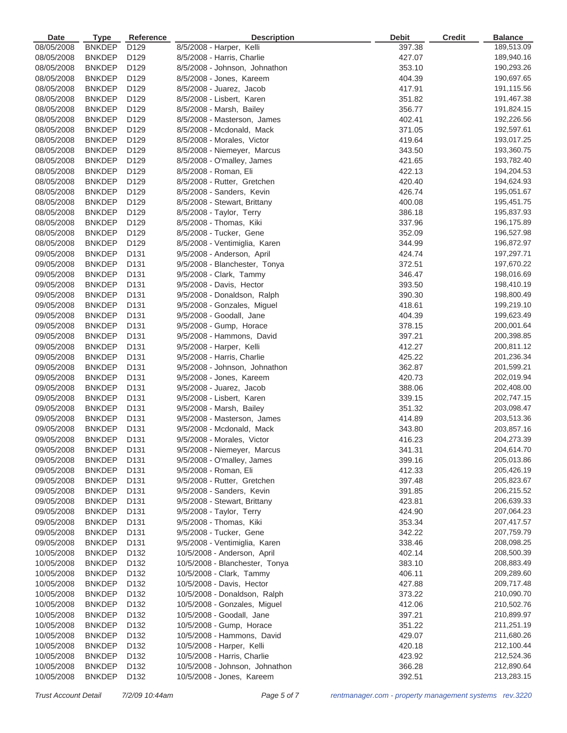| Date | Type | Reference | Description | Debit | Credit | Balance |
|---|---|---|---|---|---|---|
| 08/05/2008 | BNKDEP | D129 | 8/5/2008 - Harper, Kelli | 397.38 | | 189,513.09 |
| 08/05/2008 | BNKDEP | D129 | 8/5/2008 - Harris, Charlie | 427.07 | | 189,940.16 |
| 08/05/2008 | BNKDEP | D129 | 8/5/2008 - Johnson, Johnathon | 353.10 | | 190,293.26 |
| 08/05/2008 | BNKDEP | D129 | 8/5/2008 - Jones, Kareem | 404.39 | | 190,697.65 |
| 08/05/2008 | BNKDEP | D129 | 8/5/2008 - Juarez, Jacob | 417.91 | | 191,115.56 |
| 08/05/2008 | BNKDEP | D129 | 8/5/2008 - Lisbert, Karen | 351.82 | | 191,467.38 |
| 08/05/2008 | BNKDEP | D129 | 8/5/2008 - Marsh, Bailey | 356.77 | | 191,824.15 |
| 08/05/2008 | BNKDEP | D129 | 8/5/2008 - Masterson, James | 402.41 | | 192,226.56 |
| 08/05/2008 | BNKDEP | D129 | 8/5/2008 - Mcdonald, Mack | 371.05 | | 192,597.61 |
| 08/05/2008 | BNKDEP | D129 | 8/5/2008 - Morales, Victor | 419.64 | | 193,017.25 |
| 08/05/2008 | BNKDEP | D129 | 8/5/2008 - Niemeyer, Marcus | 343.50 | | 193,360.75 |
| 08/05/2008 | BNKDEP | D129 | 8/5/2008 - O'malley, James | 421.65 | | 193,782.40 |
| 08/05/2008 | BNKDEP | D129 | 8/5/2008 - Roman, Eli | 422.13 | | 194,204.53 |
| 08/05/2008 | BNKDEP | D129 | 8/5/2008 - Rutter, Gretchen | 420.40 | | 194,624.93 |
| 08/05/2008 | BNKDEP | D129 | 8/5/2008 - Sanders, Kevin | 426.74 | | 195,051.67 |
| 08/05/2008 | BNKDEP | D129 | 8/5/2008 - Stewart, Brittany | 400.08 | | 195,451.75 |
| 08/05/2008 | BNKDEP | D129 | 8/5/2008 - Taylor, Terry | 386.18 | | 195,837.93 |
| 08/05/2008 | BNKDEP | D129 | 8/5/2008 - Thomas, Kiki | 337.96 | | 196,175.89 |
| 08/05/2008 | BNKDEP | D129 | 8/5/2008 - Tucker, Gene | 352.09 | | 196,527.98 |
| 08/05/2008 | BNKDEP | D129 | 8/5/2008 - Ventimiglia, Karen | 344.99 | | 196,872.97 |
| 09/05/2008 | BNKDEP | D131 | 9/5/2008 - Anderson, April | 424.74 | | 197,297.71 |
| 09/05/2008 | BNKDEP | D131 | 9/5/2008 - Blanchester, Tonya | 372.51 | | 197,670.22 |
| 09/05/2008 | BNKDEP | D131 | 9/5/2008 - Clark, Tammy | 346.47 | | 198,016.69 |
| 09/05/2008 | BNKDEP | D131 | 9/5/2008 - Davis, Hector | 393.50 | | 198,410.19 |
| 09/05/2008 | BNKDEP | D131 | 9/5/2008 - Donaldson, Ralph | 390.30 | | 198,800.49 |
| 09/05/2008 | BNKDEP | D131 | 9/5/2008 - Gonzales, Miguel | 418.61 | | 199,219.10 |
| 09/05/2008 | BNKDEP | D131 | 9/5/2008 - Goodall, Jane | 404.39 | | 199,623.49 |
| 09/05/2008 | BNKDEP | D131 | 9/5/2008 - Gump, Horace | 378.15 | | 200,001.64 |
| 09/05/2008 | BNKDEP | D131 | 9/5/2008 - Hammons, David | 397.21 | | 200,398.85 |
| 09/05/2008 | BNKDEP | D131 | 9/5/2008 - Harper, Kelli | 412.27 | | 200,811.12 |
| 09/05/2008 | BNKDEP | D131 | 9/5/2008 - Harris, Charlie | 425.22 | | 201,236.34 |
| 09/05/2008 | BNKDEP | D131 | 9/5/2008 - Johnson, Johnathon | 362.87 | | 201,599.21 |
| 09/05/2008 | BNKDEP | D131 | 9/5/2008 - Jones, Kareem | 420.73 | | 202,019.94 |
| 09/05/2008 | BNKDEP | D131 | 9/5/2008 - Juarez, Jacob | 388.06 | | 202,408.00 |
| 09/05/2008 | BNKDEP | D131 | 9/5/2008 - Lisbert, Karen | 339.15 | | 202,747.15 |
| 09/05/2008 | BNKDEP | D131 | 9/5/2008 - Marsh, Bailey | 351.32 | | 203,098.47 |
| 09/05/2008 | BNKDEP | D131 | 9/5/2008 - Masterson, James | 414.89 | | 203,513.36 |
| 09/05/2008 | BNKDEP | D131 | 9/5/2008 - Mcdonald, Mack | 343.80 | | 203,857.16 |
| 09/05/2008 | BNKDEP | D131 | 9/5/2008 - Morales, Victor | 416.23 | | 204,273.39 |
| 09/05/2008 | BNKDEP | D131 | 9/5/2008 - Niemeyer, Marcus | 341.31 | | 204,614.70 |
| 09/05/2008 | BNKDEP | D131 | 9/5/2008 - O'malley, James | 399.16 | | 205,013.86 |
| 09/05/2008 | BNKDEP | D131 | 9/5/2008 - Roman, Eli | 412.33 | | 205,426.19 |
| 09/05/2008 | BNKDEP | D131 | 9/5/2008 - Rutter, Gretchen | 397.48 | | 205,823.67 |
| 09/05/2008 | BNKDEP | D131 | 9/5/2008 - Sanders, Kevin | 391.85 | | 206,215.52 |
| 09/05/2008 | BNKDEP | D131 | 9/5/2008 - Stewart, Brittany | 423.81 | | 206,639.33 |
| 09/05/2008 | BNKDEP | D131 | 9/5/2008 - Taylor, Terry | 424.90 | | 207,064.23 |
| 09/05/2008 | BNKDEP | D131 | 9/5/2008 - Thomas, Kiki | 353.34 | | 207,417.57 |
| 09/05/2008 | BNKDEP | D131 | 9/5/2008 - Tucker, Gene | 342.22 | | 207,759.79 |
| 09/05/2008 | BNKDEP | D131 | 9/5/2008 - Ventimiglia, Karen | 338.46 | | 208,098.25 |
| 10/05/2008 | BNKDEP | D132 | 10/5/2008 - Anderson, April | 402.14 | | 208,500.39 |
| 10/05/2008 | BNKDEP | D132 | 10/5/2008 - Blanchester, Tonya | 383.10 | | 208,883.49 |
| 10/05/2008 | BNKDEP | D132 | 10/5/2008 - Clark, Tammy | 406.11 | | 209,289.60 |
| 10/05/2008 | BNKDEP | D132 | 10/5/2008 - Davis, Hector | 427.88 | | 209,717.48 |
| 10/05/2008 | BNKDEP | D132 | 10/5/2008 - Donaldson, Ralph | 373.22 | | 210,090.70 |
| 10/05/2008 | BNKDEP | D132 | 10/5/2008 - Gonzales, Miguel | 412.06 | | 210,502.76 |
| 10/05/2008 | BNKDEP | D132 | 10/5/2008 - Goodall, Jane | 397.21 | | 210,899.97 |
| 10/05/2008 | BNKDEP | D132 | 10/5/2008 - Gump, Horace | 351.22 | | 211,251.19 |
| 10/05/2008 | BNKDEP | D132 | 10/5/2008 - Hammons, David | 429.07 | | 211,680.26 |
| 10/05/2008 | BNKDEP | D132 | 10/5/2008 - Harper, Kelli | 420.18 | | 212,100.44 |
| 10/05/2008 | BNKDEP | D132 | 10/5/2008 - Harris, Charlie | 423.92 | | 212,524.36 |
| 10/05/2008 | BNKDEP | D132 | 10/5/2008 - Johnson, Johnathon | 366.28 | | 212,890.64 |
| 10/05/2008 | BNKDEP | D132 | 10/5/2008 - Jones, Kareem | 392.51 | | 213,283.15 |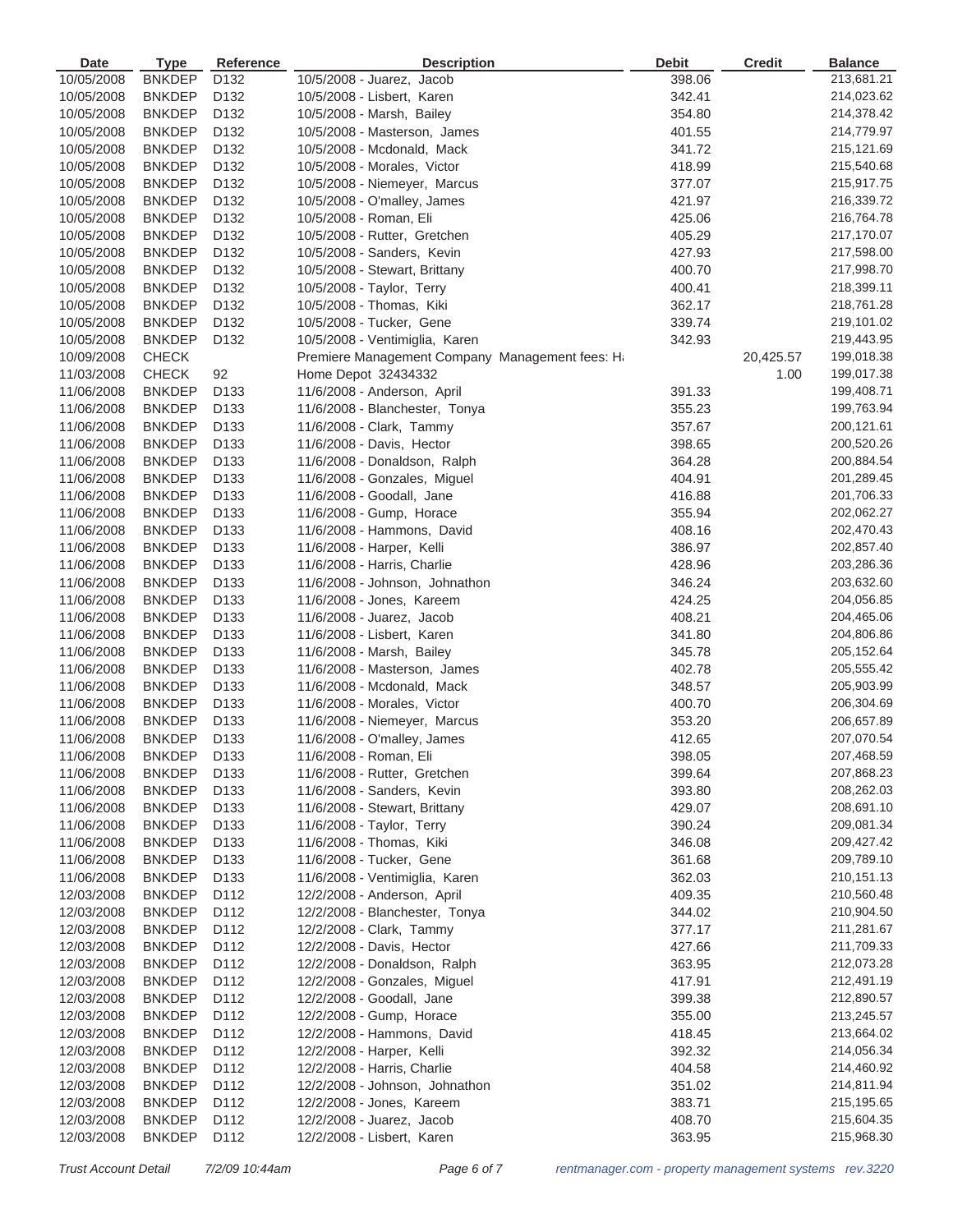| Date | Type | Reference | Description | Debit | Credit | Balance |
|---|---|---|---|---|---|---|
| 10/05/2008 | BNKDEP | D132 | 10/5/2008 - Juarez, Jacob | 398.06 | | 213,681.21 |
| 10/05/2008 | BNKDEP | D132 | 10/5/2008 - Lisbert, Karen | 342.41 | | 214,023.62 |
| 10/05/2008 | BNKDEP | D132 | 10/5/2008 - Marsh, Bailey | 354.80 | | 214,378.42 |
| 10/05/2008 | BNKDEP | D132 | 10/5/2008 - Masterson, James | 401.55 | | 214,779.97 |
| 10/05/2008 | BNKDEP | D132 | 10/5/2008 - Mcdonald, Mack | 341.72 | | 215,121.69 |
| 10/05/2008 | BNKDEP | D132 | 10/5/2008 - Morales, Victor | 418.99 | | 215,540.68 |
| 10/05/2008 | BNKDEP | D132 | 10/5/2008 - Niemeyer, Marcus | 377.07 | | 215,917.75 |
| 10/05/2008 | BNKDEP | D132 | 10/5/2008 - O'malley, James | 421.97 | | 216,339.72 |
| 10/05/2008 | BNKDEP | D132 | 10/5/2008 - Roman, Eli | 425.06 | | 216,764.78 |
| 10/05/2008 | BNKDEP | D132 | 10/5/2008 - Rutter, Gretchen | 405.29 | | 217,170.07 |
| 10/05/2008 | BNKDEP | D132 | 10/5/2008 - Sanders, Kevin | 427.93 | | 217,598.00 |
| 10/05/2008 | BNKDEP | D132 | 10/5/2008 - Stewart, Brittany | 400.70 | | 217,998.70 |
| 10/05/2008 | BNKDEP | D132 | 10/5/2008 - Taylor, Terry | 400.41 | | 218,399.11 |
| 10/05/2008 | BNKDEP | D132 | 10/5/2008 - Thomas, Kiki | 362.17 | | 218,761.28 |
| 10/05/2008 | BNKDEP | D132 | 10/5/2008 - Tucker, Gene | 339.74 | | 219,101.02 |
| 10/05/2008 | BNKDEP | D132 | 10/5/2008 - Ventimiglia, Karen | 342.93 | | 219,443.95 |
| 10/09/2008 | CHECK | | Premiere Management Company Management fees: H | | 20,425.57 | 199,018.38 |
| 11/03/2008 | CHECK | 92 | Home Depot 32434332 | | 1.00 | 199,017.38 |
| 11/06/2008 | BNKDEP | D133 | 11/6/2008 - Anderson, April | 391.33 | | 199,408.71 |
| 11/06/2008 | BNKDEP | D133 | 11/6/2008 - Blanchester, Tonya | 355.23 | | 199,763.94 |
| 11/06/2008 | BNKDEP | D133 | 11/6/2008 - Clark, Tammy | 357.67 | | 200,121.61 |
| 11/06/2008 | BNKDEP | D133 | 11/6/2008 - Davis, Hector | 398.65 | | 200,520.26 |
| 11/06/2008 | BNKDEP | D133 | 11/6/2008 - Donaldson, Ralph | 364.28 | | 200,884.54 |
| 11/06/2008 | BNKDEP | D133 | 11/6/2008 - Gonzales, Miguel | 404.91 | | 201,289.45 |
| 11/06/2008 | BNKDEP | D133 | 11/6/2008 - Goodall, Jane | 416.88 | | 201,706.33 |
| 11/06/2008 | BNKDEP | D133 | 11/6/2008 - Gump, Horace | 355.94 | | 202,062.27 |
| 11/06/2008 | BNKDEP | D133 | 11/6/2008 - Hammons, David | 408.16 | | 202,470.43 |
| 11/06/2008 | BNKDEP | D133 | 11/6/2008 - Harper, Kelli | 386.97 | | 202,857.40 |
| 11/06/2008 | BNKDEP | D133 | 11/6/2008 - Harris, Charlie | 428.96 | | 203,286.36 |
| 11/06/2008 | BNKDEP | D133 | 11/6/2008 - Johnson, Johnathon | 346.24 | | 203,632.60 |
| 11/06/2008 | BNKDEP | D133 | 11/6/2008 - Jones, Kareem | 424.25 | | 204,056.85 |
| 11/06/2008 | BNKDEP | D133 | 11/6/2008 - Juarez, Jacob | 408.21 | | 204,465.06 |
| 11/06/2008 | BNKDEP | D133 | 11/6/2008 - Lisbert, Karen | 341.80 | | 204,806.86 |
| 11/06/2008 | BNKDEP | D133 | 11/6/2008 - Marsh, Bailey | 345.78 | | 205,152.64 |
| 11/06/2008 | BNKDEP | D133 | 11/6/2008 - Masterson, James | 402.78 | | 205,555.42 |
| 11/06/2008 | BNKDEP | D133 | 11/6/2008 - Mcdonald, Mack | 348.57 | | 205,903.99 |
| 11/06/2008 | BNKDEP | D133 | 11/6/2008 - Morales, Victor | 400.70 | | 206,304.69 |
| 11/06/2008 | BNKDEP | D133 | 11/6/2008 - Niemeyer, Marcus | 353.20 | | 206,657.89 |
| 11/06/2008 | BNKDEP | D133 | 11/6/2008 - O'malley, James | 412.65 | | 207,070.54 |
| 11/06/2008 | BNKDEP | D133 | 11/6/2008 - Roman, Eli | 398.05 | | 207,468.59 |
| 11/06/2008 | BNKDEP | D133 | 11/6/2008 - Rutter, Gretchen | 399.64 | | 207,868.23 |
| 11/06/2008 | BNKDEP | D133 | 11/6/2008 - Sanders, Kevin | 393.80 | | 208,262.03 |
| 11/06/2008 | BNKDEP | D133 | 11/6/2008 - Stewart, Brittany | 429.07 | | 208,691.10 |
| 11/06/2008 | BNKDEP | D133 | 11/6/2008 - Taylor, Terry | 390.24 | | 209,081.34 |
| 11/06/2008 | BNKDEP | D133 | 11/6/2008 - Thomas, Kiki | 346.08 | | 209,427.42 |
| 11/06/2008 | BNKDEP | D133 | 11/6/2008 - Tucker, Gene | 361.68 | | 209,789.10 |
| 11/06/2008 | BNKDEP | D133 | 11/6/2008 - Ventimiglia, Karen | 362.03 | | 210,151.13 |
| 12/03/2008 | BNKDEP | D112 | 12/2/2008 - Anderson, April | 409.35 | | 210,560.48 |
| 12/03/2008 | BNKDEP | D112 | 12/2/2008 - Blanchester, Tonya | 344.02 | | 210,904.50 |
| 12/03/2008 | BNKDEP | D112 | 12/2/2008 - Clark, Tammy | 377.17 | | 211,281.67 |
| 12/03/2008 | BNKDEP | D112 | 12/2/2008 - Davis, Hector | 427.66 | | 211,709.33 |
| 12/03/2008 | BNKDEP | D112 | 12/2/2008 - Donaldson, Ralph | 363.95 | | 212,073.28 |
| 12/03/2008 | BNKDEP | D112 | 12/2/2008 - Gonzales, Miguel | 417.91 | | 212,491.19 |
| 12/03/2008 | BNKDEP | D112 | 12/2/2008 - Goodall, Jane | 399.38 | | 212,890.57 |
| 12/03/2008 | BNKDEP | D112 | 12/2/2008 - Gump, Horace | 355.00 | | 213,245.57 |
| 12/03/2008 | BNKDEP | D112 | 12/2/2008 - Hammons, David | 418.45 | | 213,664.02 |
| 12/03/2008 | BNKDEP | D112 | 12/2/2008 - Harper, Kelli | 392.32 | | 214,056.34 |
| 12/03/2008 | BNKDEP | D112 | 12/2/2008 - Harris, Charlie | 404.58 | | 214,460.92 |
| 12/03/2008 | BNKDEP | D112 | 12/2/2008 - Johnson, Johnathon | 351.02 | | 214,811.94 |
| 12/03/2008 | BNKDEP | D112 | 12/2/2008 - Jones, Kareem | 383.71 | | 215,195.65 |
| 12/03/2008 | BNKDEP | D112 | 12/2/2008 - Juarez, Jacob | 408.70 | | 215,604.35 |
| 12/03/2008 | BNKDEP | D112 | 12/2/2008 - Lisbert, Karen | 363.95 | | 215,968.30 |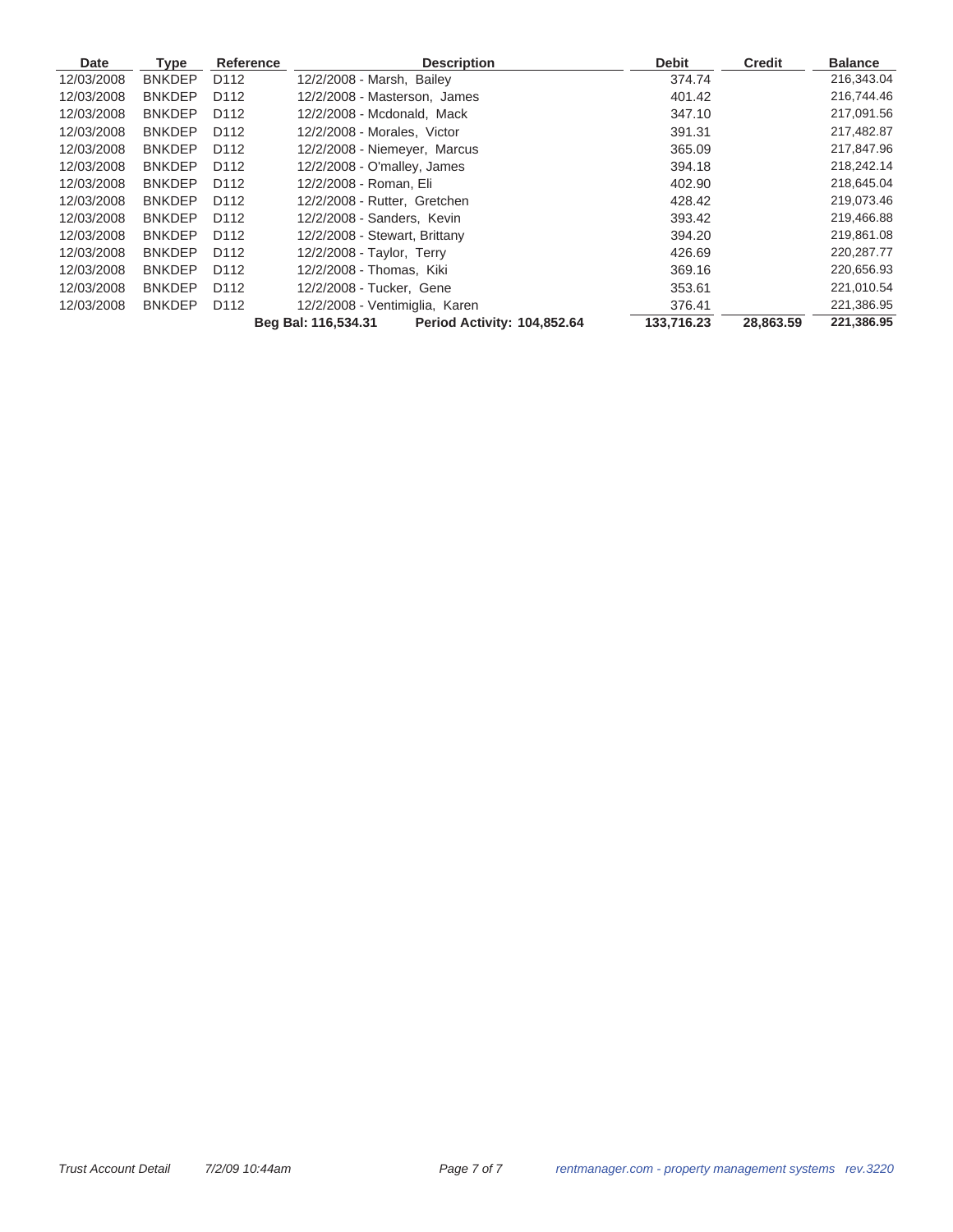| Date | Type | Reference | Description | Debit | Credit | Balance |
|---|---|---|---|---|---|---|
| 12/03/2008 | BNKDEP | D112 | 12/2/2008 - Marsh, Bailey | 374.74 | | 216,343.04 |
| 12/03/2008 | BNKDEP | D112 | 12/2/2008 - Masterson, James | 401.42 | | 216,744.46 |
| 12/03/2008 | BNKDEP | D112 | 12/2/2008 - Mcdonald, Mack | 347.10 | | 217,091.56 |
| 12/03/2008 | BNKDEP | D112 | 12/2/2008 - Morales, Victor | 391.31 | | 217,482.87 |
| 12/03/2008 | BNKDEP | D112 | 12/2/2008 - Niemeyer, Marcus | 365.09 | | 217,847.96 |
| 12/03/2008 | BNKDEP | D112 | 12/2/2008 - O'malley, James | 394.18 | | 218,242.14 |
| 12/03/2008 | BNKDEP | D112 | 12/2/2008 - Roman, Eli | 402.90 | | 218,645.04 |
| 12/03/2008 | BNKDEP | D112 | 12/2/2008 - Rutter, Gretchen | 428.42 | | 219,073.46 |
| 12/03/2008 | BNKDEP | D112 | 12/2/2008 - Sanders, Kevin | 393.42 | | 219,466.88 |
| 12/03/2008 | BNKDEP | D112 | 12/2/2008 - Stewart, Brittany | 394.20 | | 219,861.08 |
| 12/03/2008 | BNKDEP | D112 | 12/2/2008 - Taylor, Terry | 426.69 | | 220,287.77 |
| 12/03/2008 | BNKDEP | D112 | 12/2/2008 - Thomas, Kiki | 369.16 | | 220,656.93 |
| 12/03/2008 | BNKDEP | D112 | 12/2/2008 - Tucker, Gene | 353.61 | | 221,010.54 |
| 12/03/2008 | BNKDEP | D112 | 12/2/2008 - Ventimiglia, Karen | 376.41 | | 221,386.95 |
| | | | **Beg Bal: 116,534.31 Period Activity: 104,852.64** | **133,716.23** | **28,863.59** | **221,386.95** |